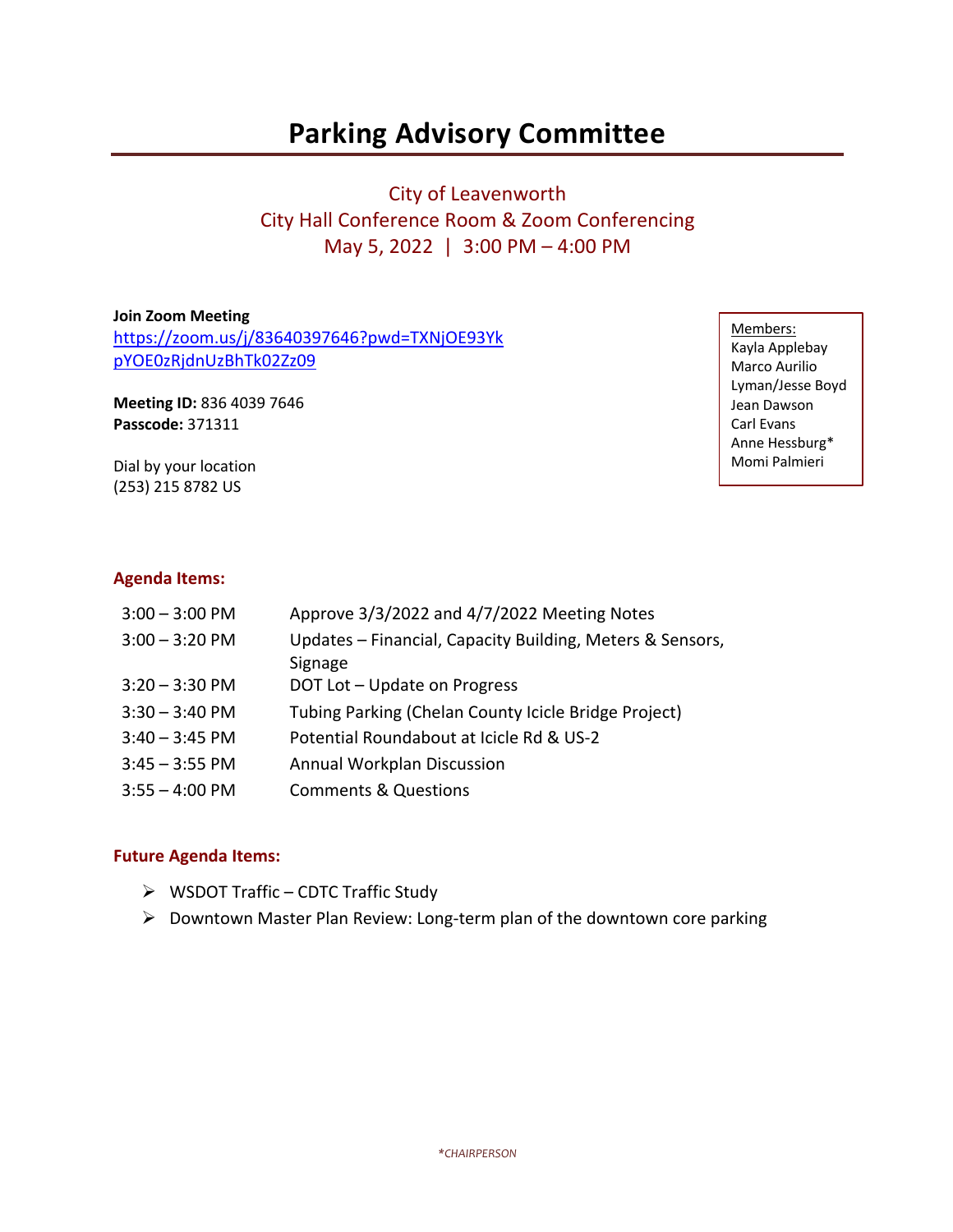# Parking Advisory Committee

City of Leavenworth
City Hall Conference Room & Zoom Conferencing
May 5, 2022 | 3:00 PM – 4:00 PM

**Join Zoom Meeting**
https://zoom.us/j/83640397646?pwd=TXNjOE93YkpYOE0zRjdnUzBhTk02Zz09

**Meeting ID:** 836 4039 7646
**Passcode:** 371311

Dial by your location
(253) 215 8782 US

Members:
Kayla Applebay
Marco Aurilio
Lyman/Jesse Boyd
Jean Dawson
Carl Evans
Anne Hessburg*
Momi Palmieri

### Agenda Items:

| | |
|---|---|
| 3:00 – 3:00 PM | Approve 3/3/2022 and 4/7/2022 Meeting Notes |
| 3:00 – 3:20 PM | Updates – Financial, Capacity Building, Meters & Sensors, Signage |
| 3:20 – 3:30 PM | DOT Lot – Update on Progress |
| 3:30 – 3:40 PM | Tubing Parking (Chelan County Icicle Bridge Project) |
| 3:40 – 3:45 PM | Potential Roundabout at Icicle Rd & US-2 |
| 3:45 – 3:55 PM | Annual Workplan Discussion |
| 3:55 – 4:00 PM | Comments & Questions |

### Future Agenda Items:

- WSDOT Traffic – CDTC Traffic Study
- Downtown Master Plan Review: Long-term plan of the downtown core parking

*\*CHAIRPERSON*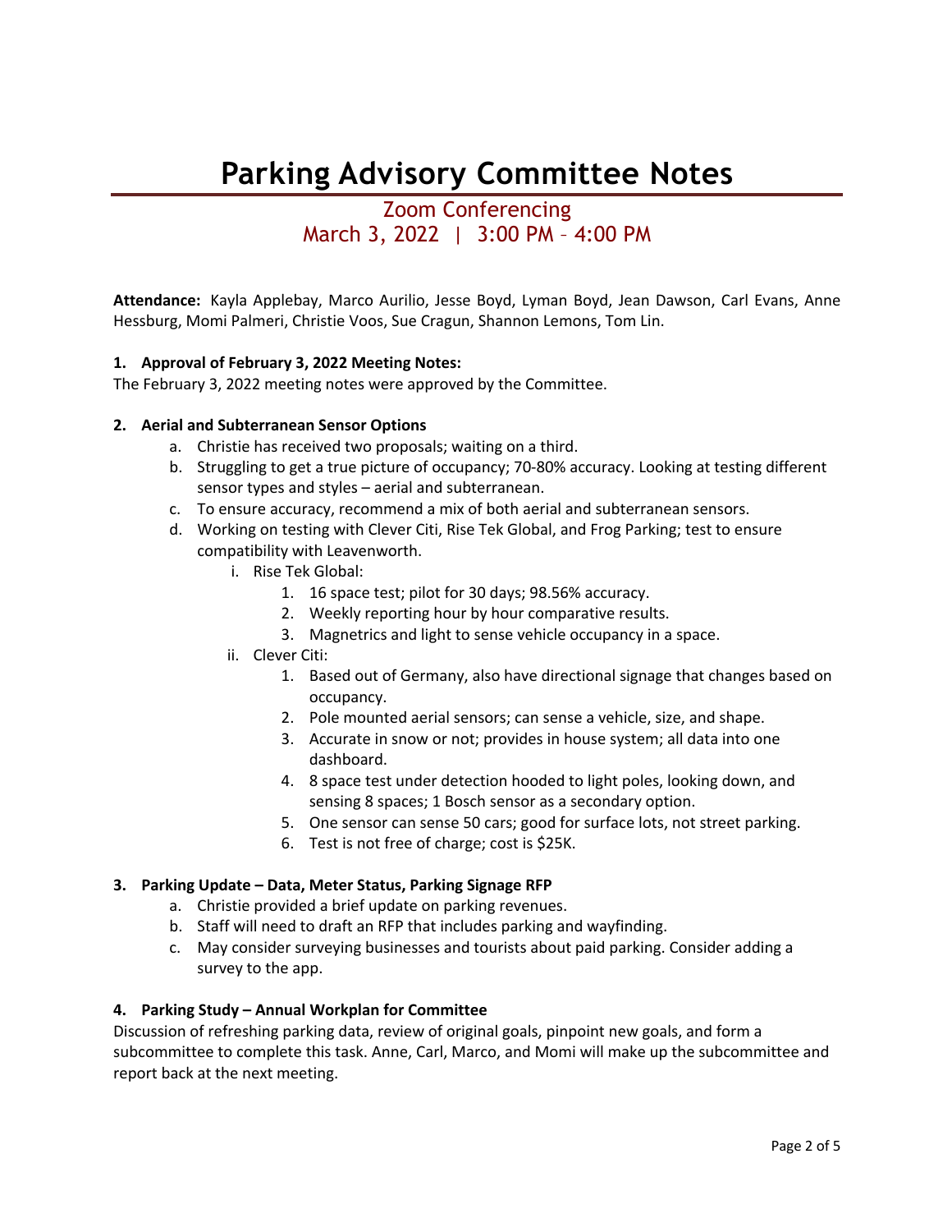# Parking Advisory Committee Notes

## Zoom Conferencing
## March 3, 2022 | 3:00 PM – 4:00 PM

**Attendance:** Kayla Applebay, Marco Aurilio, Jesse Boyd, Lyman Boyd, Jean Dawson, Carl Evans, Anne Hessburg, Momi Palmeri, Christie Voos, Sue Cragun, Shannon Lemons, Tom Lin.

**1. Approval of February 3, 2022 Meeting Notes:**

The February 3, 2022 meeting notes were approved by the Committee.

**2. Aerial and Subterranean Sensor Options**

a. Christie has received two proposals; waiting on a third.

b. Struggling to get a true picture of occupancy; 70-80% accuracy. Looking at testing different sensor types and styles – aerial and subterranean.

c. To ensure accuracy, recommend a mix of both aerial and subterranean sensors.

d. Working on testing with Clever Citi, Rise Tek Global, and Frog Parking; test to ensure compatibility with Leavenworth.

   i. Rise Tek Global:
      1. 16 space test; pilot for 30 days; 98.56% accuracy.
      2. Weekly reporting hour by hour comparative results.
      3. Magnetrics and light to sense vehicle occupancy in a space.

   ii. Clever Citi:
      1. Based out of Germany, also have directional signage that changes based on occupancy.
      2. Pole mounted aerial sensors; can sense a vehicle, size, and shape.
      3. Accurate in snow or not; provides in house system; all data into one dashboard.
      4. 8 space test under detection hooded to light poles, looking down, and sensing 8 spaces; 1 Bosch sensor as a secondary option.
      5. One sensor can sense 50 cars; good for surface lots, not street parking.
      6. Test is not free of charge; cost is $25K.

**3. Parking Update – Data, Meter Status, Parking Signage RFP**

a. Christie provided a brief update on parking revenues.

b. Staff will need to draft an RFP that includes parking and wayfinding.

c. May consider surveying businesses and tourists about paid parking. Consider adding a survey to the app.

**4. Parking Study – Annual Workplan for Committee**

Discussion of refreshing parking data, review of original goals, pinpoint new goals, and form a subcommittee to complete this task. Anne, Carl, Marco, and Momi will make up the subcommittee and report back at the next meeting.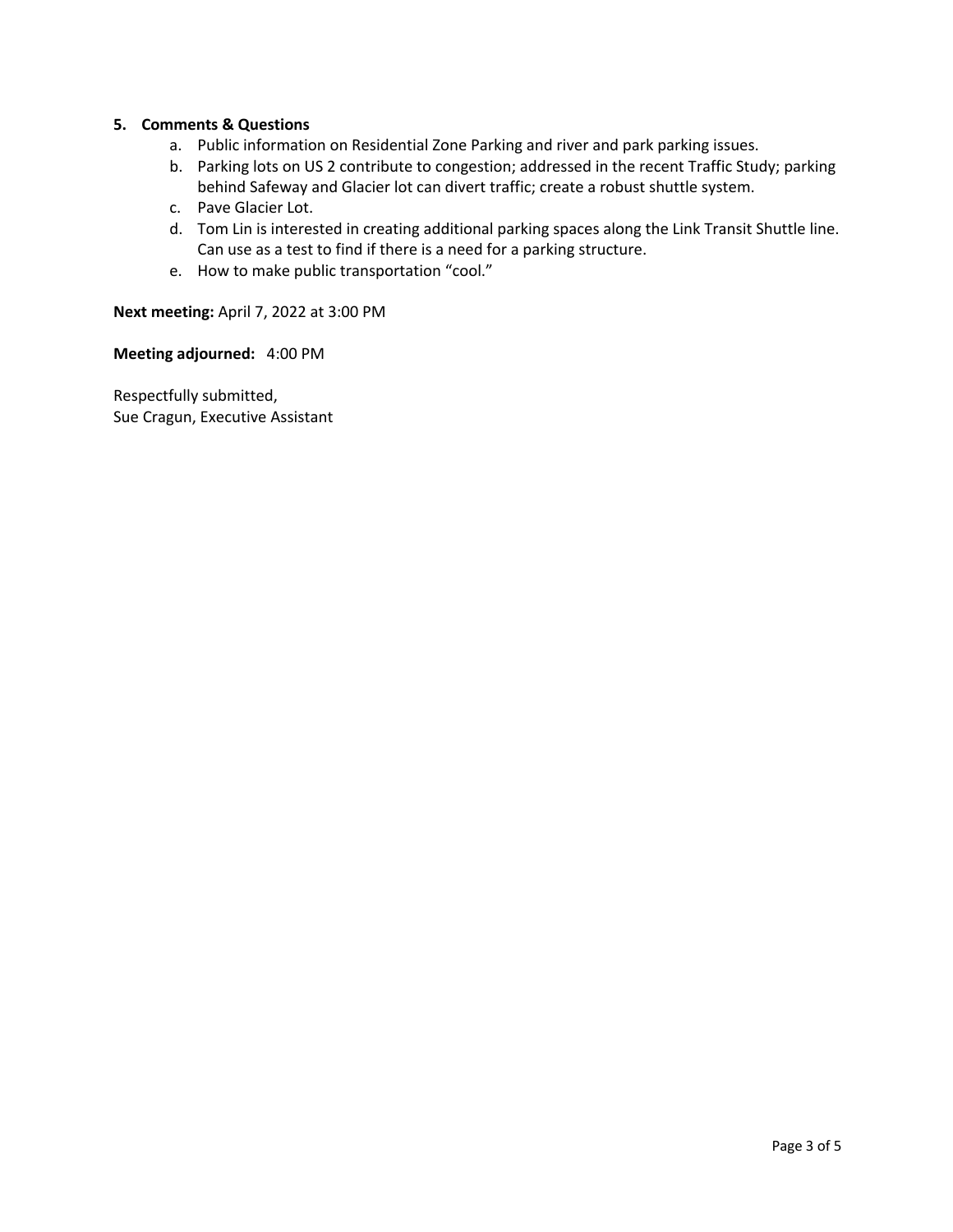**5. Comments & Questions**

a. Public information on Residential Zone Parking and river and park parking issues.
b. Parking lots on US 2 contribute to congestion; addressed in the recent Traffic Study; parking behind Safeway and Glacier lot can divert traffic; create a robust shuttle system.
c. Pave Glacier Lot.
d. Tom Lin is interested in creating additional parking spaces along the Link Transit Shuttle line. Can use as a test to find if there is a need for a parking structure.
e. How to make public transportation "cool."

**Next meeting:** April 7, 2022 at 3:00 PM

**Meeting adjourned:** 4:00 PM

Respectfully submitted,
Sue Cragun, Executive Assistant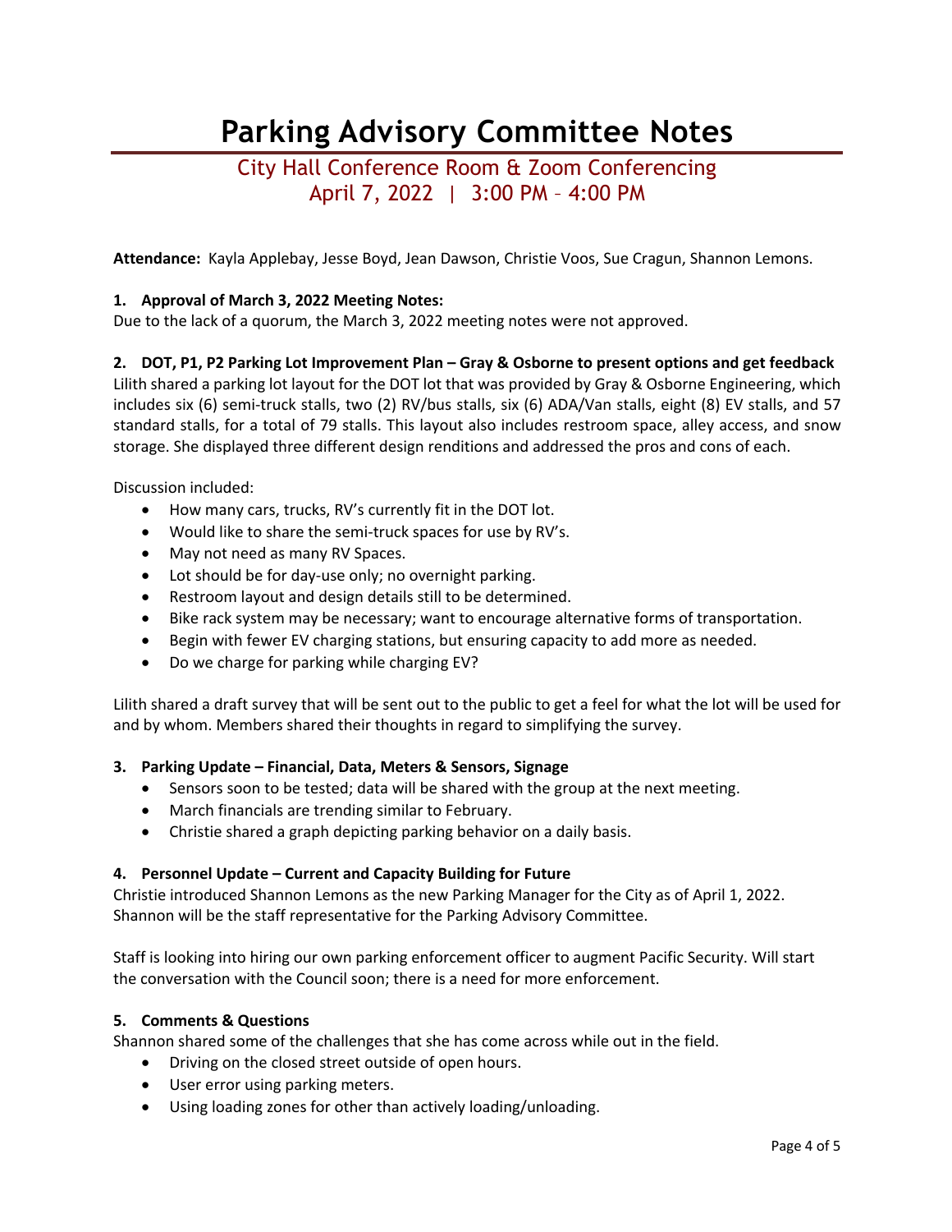# Parking Advisory Committee Notes

## City Hall Conference Room & Zoom Conferencing
## April 7, 2022 | 3:00 PM – 4:00 PM

**Attendance:** Kayla Applebay, Jesse Boyd, Jean Dawson, Christie Voos, Sue Cragun, Shannon Lemons.

**1. Approval of March 3, 2022 Meeting Notes:**

Due to the lack of a quorum, the March 3, 2022 meeting notes were not approved.

**2. DOT, P1, P2 Parking Lot Improvement Plan – Gray & Osborne to present options and get feedback**

Lilith shared a parking lot layout for the DOT lot that was provided by Gray & Osborne Engineering, which includes six (6) semi-truck stalls, two (2) RV/bus stalls, six (6) ADA/Van stalls, eight (8) EV stalls, and 57 standard stalls, for a total of 79 stalls. This layout also includes restroom space, alley access, and snow storage. She displayed three different design renditions and addressed the pros and cons of each.

Discussion included:

- How many cars, trucks, RV's currently fit in the DOT lot.
- Would like to share the semi-truck spaces for use by RV's.
- May not need as many RV Spaces.
- Lot should be for day-use only; no overnight parking.
- Restroom layout and design details still to be determined.
- Bike rack system may be necessary; want to encourage alternative forms of transportation.
- Begin with fewer EV charging stations, but ensuring capacity to add more as needed.
- Do we charge for parking while charging EV?

Lilith shared a draft survey that will be sent out to the public to get a feel for what the lot will be used for and by whom. Members shared their thoughts in regard to simplifying the survey.

**3. Parking Update – Financial, Data, Meters & Sensors, Signage**

- Sensors soon to be tested; data will be shared with the group at the next meeting.
- March financials are trending similar to February.
- Christie shared a graph depicting parking behavior on a daily basis.

**4. Personnel Update – Current and Capacity Building for Future**

Christie introduced Shannon Lemons as the new Parking Manager for the City as of April 1, 2022. Shannon will be the staff representative for the Parking Advisory Committee.

Staff is looking into hiring our own parking enforcement officer to augment Pacific Security. Will start the conversation with the Council soon; there is a need for more enforcement.

**5. Comments & Questions**

Shannon shared some of the challenges that she has come across while out in the field.

- Driving on the closed street outside of open hours.
- User error using parking meters.
- Using loading zones for other than actively loading/unloading.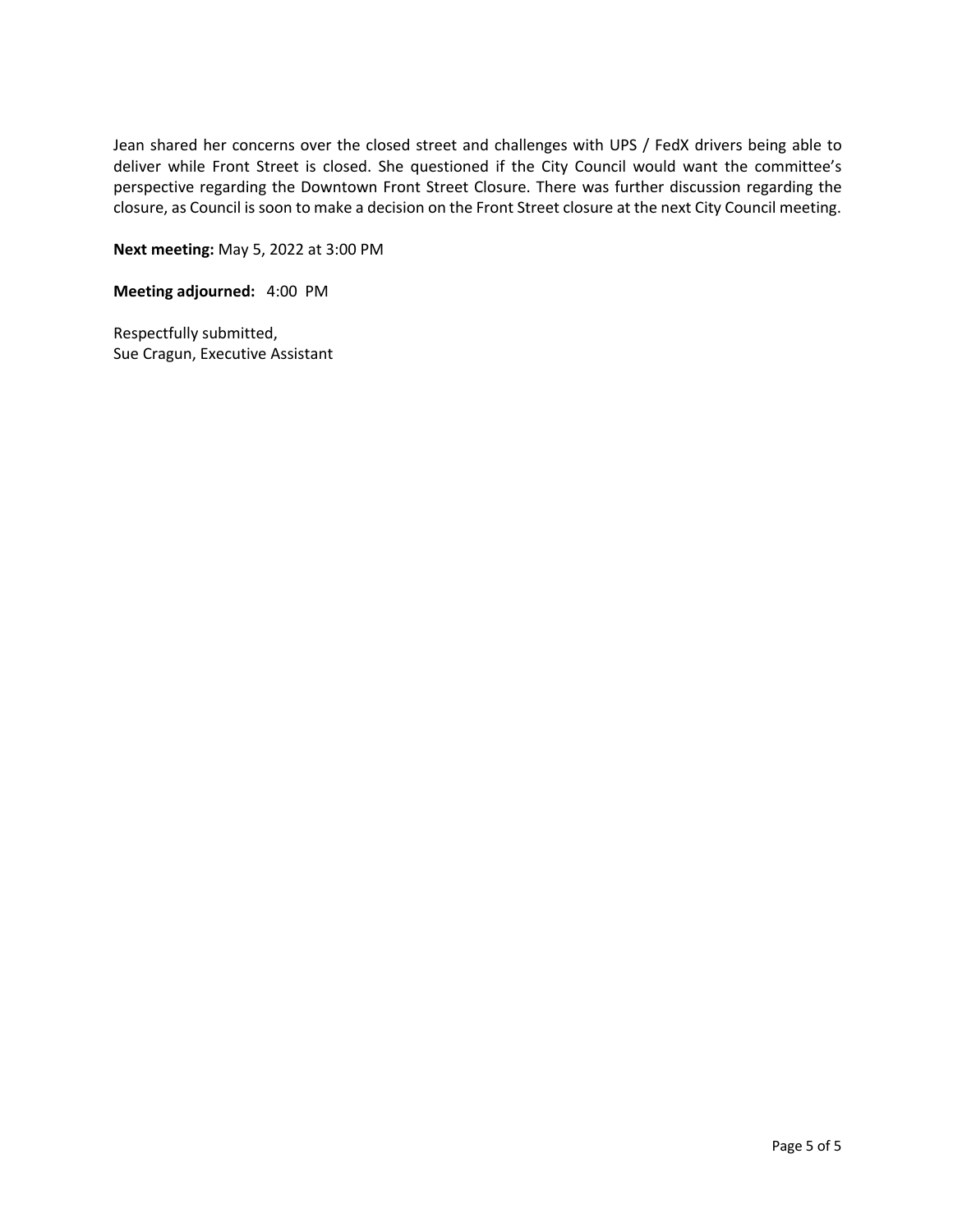Jean shared her concerns over the closed street and challenges with UPS / FedX drivers being able to deliver while Front Street is closed. She questioned if the City Council would want the committee's perspective regarding the Downtown Front Street Closure. There was further discussion regarding the closure, as Council is soon to make a decision on the Front Street closure at the next City Council meeting.

**Next meeting:** May 5, 2022 at 3:00 PM

**Meeting adjourned:** 4:00 PM

Respectfully submitted,
Sue Cragun, Executive Assistant